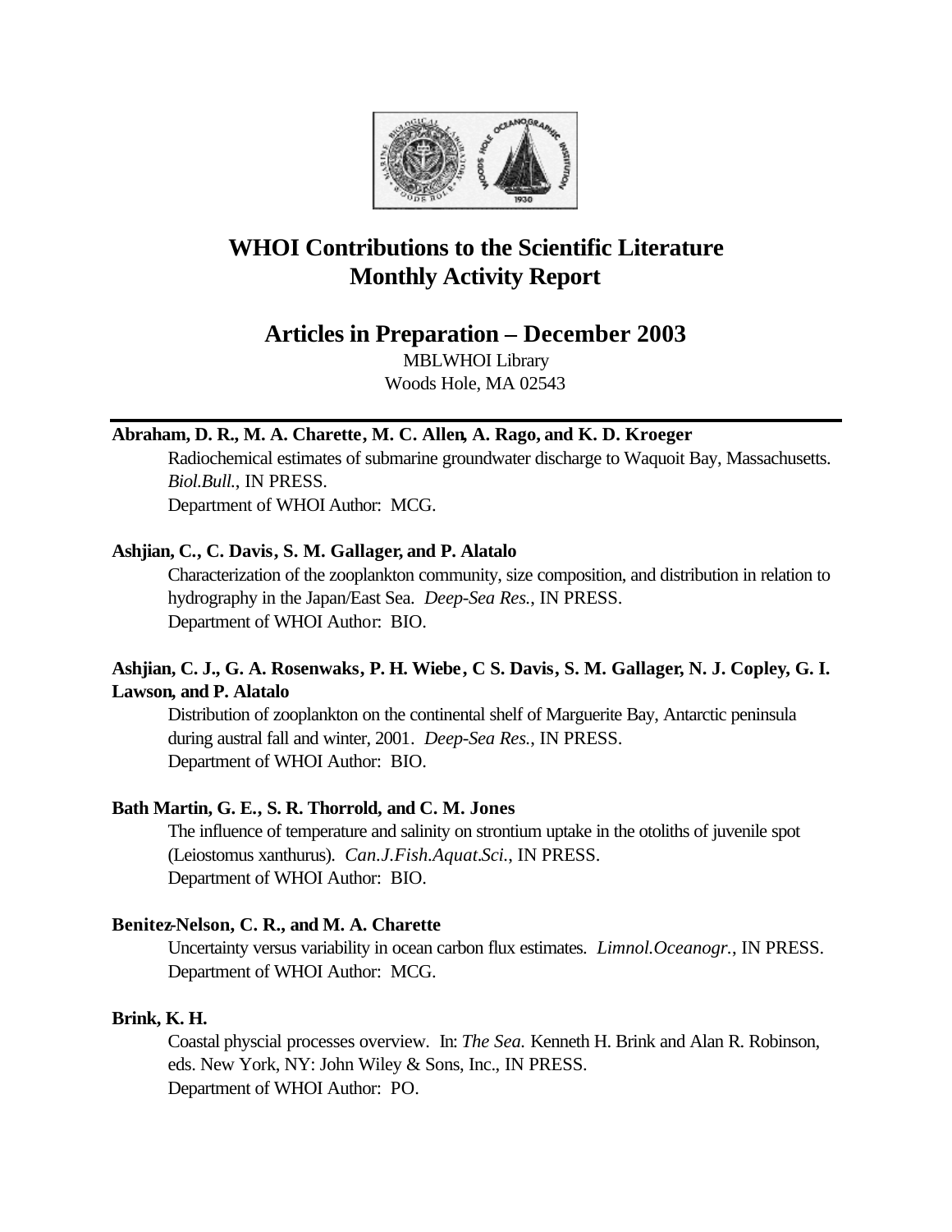# WHOI Contributions to the Scientific Literature Monthly Activity Report

## Articles in Preparation – December 2003

MBLWHOI Library
Woods Hole, MA 02543

---

**Abraham, D. R., M. A. Charette, M. C. Allen, A. Rago, and K. D. Kroeger**

Radiochemical estimates of submarine groundwater discharge to Waquoit Bay, Massachusetts. *Biol.Bull.*, IN PRESS.
Department of WHOI Author: MCG.

**Ashjian, C., C. Davis, S. M. Gallager, and P. Alatalo**

Characterization of the zooplankton community, size composition, and distribution in relation to hydrography in the Japan/East Sea. *Deep-Sea Res.*, IN PRESS.
Department of WHOI Author: BIO.

**Ashjian, C. J., G. A. Rosenwaks, P. H. Wiebe, C S. Davis, S. M. Gallager, N. J. Copley, G. I. Lawson, and P. Alatalo**

Distribution of zooplankton on the continental shelf of Marguerite Bay, Antarctic peninsula during austral fall and winter, 2001. *Deep-Sea Res.*, IN PRESS.
Department of WHOI Author: BIO.

**Bath Martin, G. E., S. R. Thorrold, and C. M. Jones**

The influence of temperature and salinity on strontium uptake in the otoliths of juvenile spot (Leiostomus xanthurus). *Can.J.Fish.Aquat.Sci.*, IN PRESS.
Department of WHOI Author: BIO.

**Benitez-Nelson, C. R., and M. A. Charette**

Uncertainty versus variability in ocean carbon flux estimates. *Limnol.Oceanogr.*, IN PRESS.
Department of WHOI Author: MCG.

**Brink, K. H.**

Coastal physcial processes overview. In: *The Sea.* Kenneth H. Brink and Alan R. Robinson, eds. New York, NY: John Wiley & Sons, Inc., IN PRESS.
Department of WHOI Author: PO.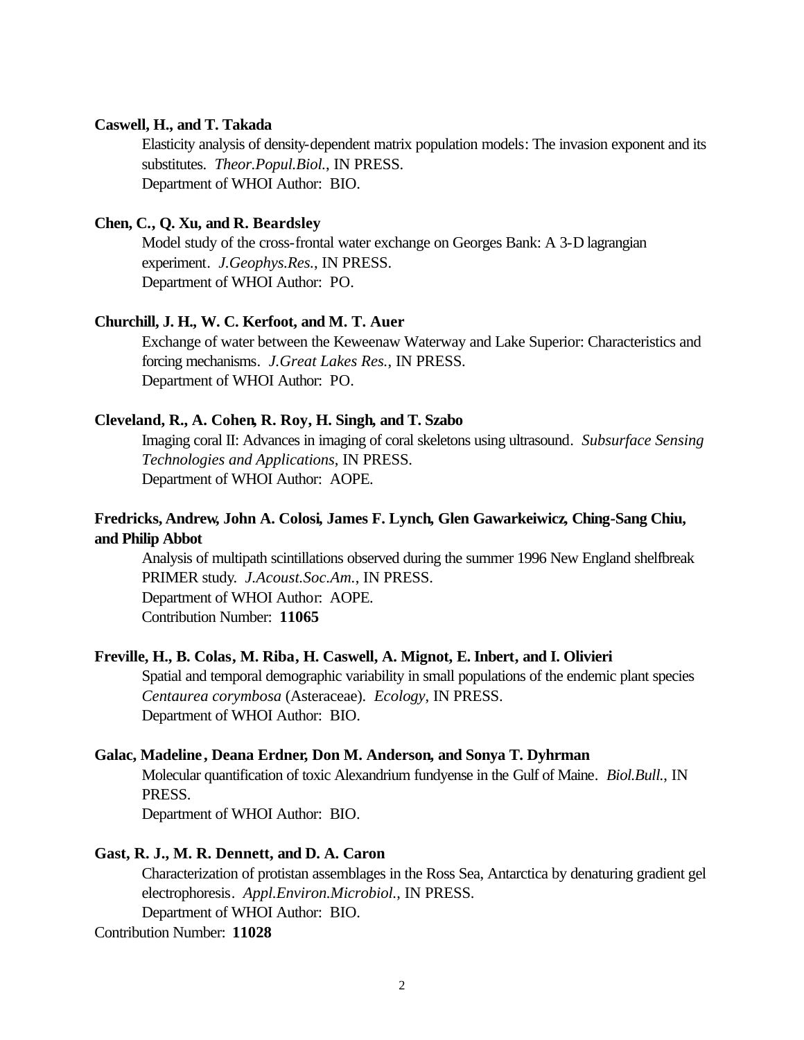**Caswell, H., and T. Takada**

Elasticity analysis of density-dependent matrix population models: The invasion exponent and its substitutes. *Theor.Popul.Biol.*, IN PRESS.
Department of WHOI Author: BIO.

**Chen, C., Q. Xu, and R. Beardsley**

Model study of the cross-frontal water exchange on Georges Bank: A 3-D lagrangian experiment. *J.Geophys.Res.*, IN PRESS.
Department of WHOI Author: PO.

**Churchill, J. H., W. C. Kerfoot, and M. T. Auer**

Exchange of water between the Keweenaw Waterway and Lake Superior: Characteristics and forcing mechanisms. *J.Great Lakes Res.*, IN PRESS.
Department of WHOI Author: PO.

**Cleveland, R., A. Cohen, R. Roy, H. Singh, and T. Szabo**

Imaging coral II: Advances in imaging of coral skeletons using ultrasound. *Subsurface Sensing Technologies and Applications*, IN PRESS.
Department of WHOI Author: AOPE.

**Fredricks, Andrew, John A. Colosi, James F. Lynch, Glen Gawarkeiwicz, Ching-Sang Chiu, and Philip Abbot**

Analysis of multipath scintillations observed during the summer 1996 New England shelfbreak PRIMER study. *J.Acoust.Soc.Am.*, IN PRESS.
Department of WHOI Author: AOPE.
Contribution Number: **11065**

**Freville, H., B. Colas, M. Riba, H. Caswell, A. Mignot, E. Inbert, and I. Olivieri**

Spatial and temporal demographic variability in small populations of the endemic plant species *Centaurea corymbosa* (Asteraceae). *Ecology*, IN PRESS.
Department of WHOI Author: BIO.

**Galac, Madeline, Deana Erdner, Don M. Anderson, and Sonya T. Dyhrman**

Molecular quantification of toxic Alexandrium fundyense in the Gulf of Maine. *Biol.Bull.*, IN PRESS.
Department of WHOI Author: BIO.

**Gast, R. J., M. R. Dennett, and D. A. Caron**

Characterization of protistan assemblages in the Ross Sea, Antarctica by denaturing gradient gel electrophoresis. *Appl.Environ.Microbiol.*, IN PRESS.
Department of WHOI Author: BIO.
Contribution Number: **11028**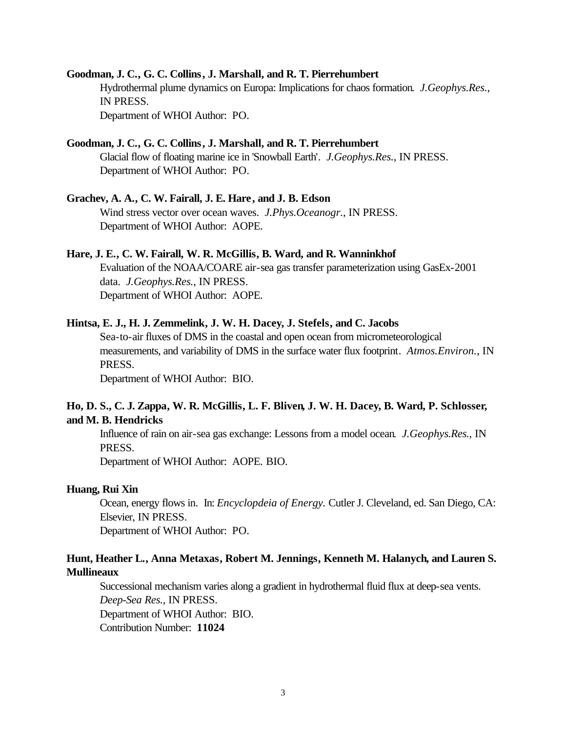**Goodman, J. C., G. C. Collins, J. Marshall, and R. T. Pierrehumbert**

Hydrothermal plume dynamics on Europa: Implications for chaos formation. *J.Geophys.Res.*, IN PRESS.

Department of WHOI Author: PO.

**Goodman, J. C., G. C. Collins, J. Marshall, and R. T. Pierrehumbert**

Glacial flow of floating marine ice in 'Snowball Earth'. *J.Geophys.Res.*, IN PRESS.

Department of WHOI Author: PO.

**Grachev, A. A., C. W. Fairall, J. E. Hare, and J. B. Edson**

Wind stress vector over ocean waves. *J.Phys.Oceanogr.*, IN PRESS.

Department of WHOI Author: AOPE.

**Hare, J. E., C. W. Fairall, W. R. McGillis, B. Ward, and R. Wanninkhof**

Evaluation of the NOAA/COARE air-sea gas transfer parameterization using GasEx-2001 data. *J.Geophys.Res.*, IN PRESS.

Department of WHOI Author: AOPE.

**Hintsa, E. J., H. J. Zemmelink, J. W. H. Dacey, J. Stefels, and C. Jacobs**

Sea-to-air fluxes of DMS in the coastal and open ocean from micrometeorological measurements, and variability of DMS in the surface water flux footprint. *Atmos.Environ.*, IN PRESS.

Department of WHOI Author: BIO.

**Ho, D. S., C. J. Zappa, W. R. McGillis, L. F. Bliven, J. W. H. Dacey, B. Ward, P. Schlosser, and M. B. Hendricks**

Influence of rain on air-sea gas exchange: Lessons from a model ocean. *J.Geophys.Res.*, IN PRESS.

Department of WHOI Author: AOPE. BIO.

**Huang, Rui Xin**

Ocean, energy flows in. In: *Encyclopdeia of Energy.* Cutler J. Cleveland, ed. San Diego, CA: Elsevier, IN PRESS.

Department of WHOI Author: PO.

**Hunt, Heather L., Anna Metaxas, Robert M. Jennings, Kenneth M. Halanych, and Lauren S. Mullineaux**

Successional mechanism varies along a gradient in hydrothermal fluid flux at deep-sea vents. *Deep-Sea Res.*, IN PRESS.

Department of WHOI Author: BIO.

Contribution Number: **11024**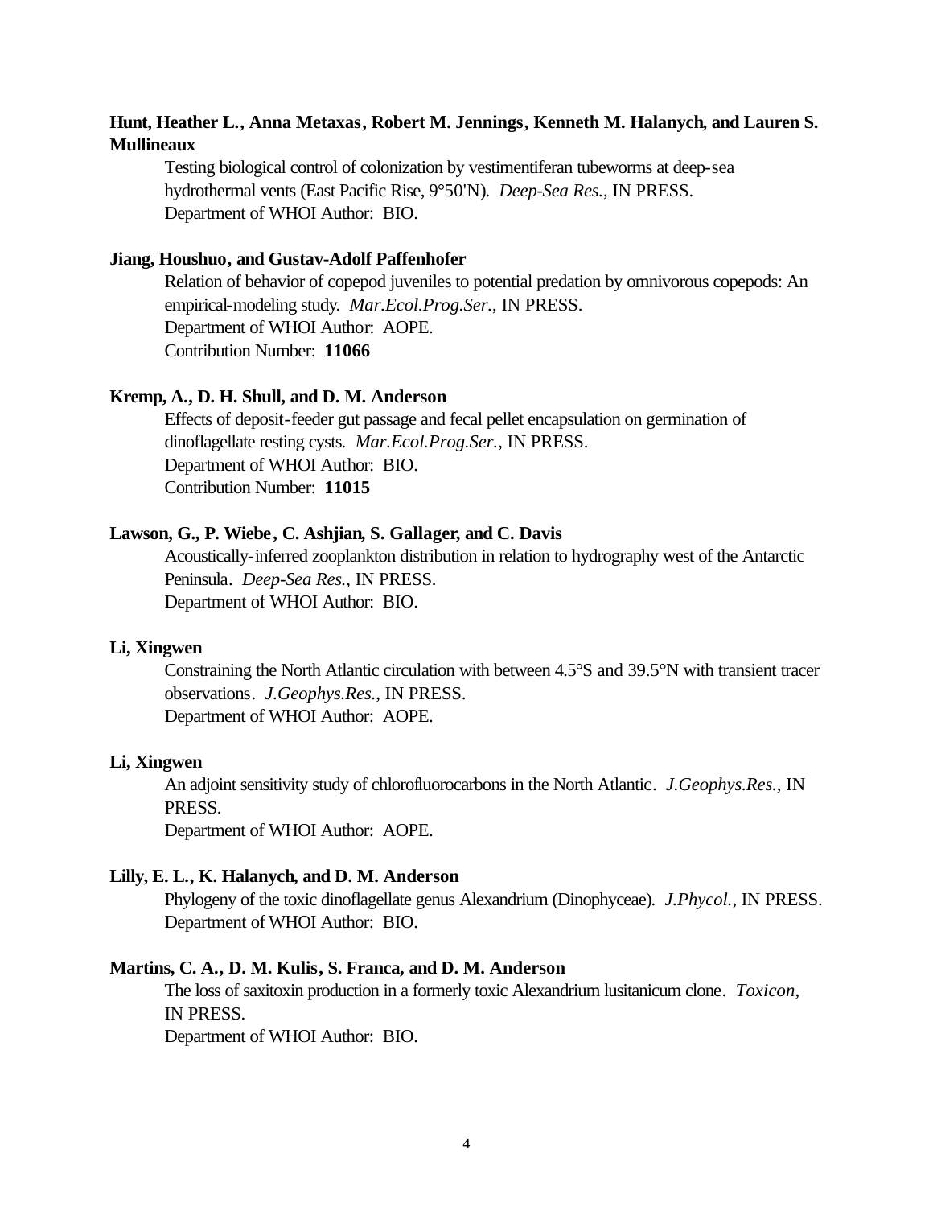**Hunt, Heather L., Anna Metaxas, Robert M. Jennings, Kenneth M. Halanych, and Lauren S. Mullineaux**

Testing biological control of colonization by vestimentiferan tubeworms at deep-sea hydrothermal vents (East Pacific Rise, 9°50'N). *Deep-Sea Res.*, IN PRESS.
Department of WHOI Author: BIO.

**Jiang, Houshuo, and Gustav-Adolf Paffenhofer**

Relation of behavior of copepod juveniles to potential predation by omnivorous copepods: An empirical-modeling study. *Mar.Ecol.Prog.Ser.*, IN PRESS.
Department of WHOI Author: AOPE.
Contribution Number: **11066**

**Kremp, A., D. H. Shull, and D. M. Anderson**

Effects of deposit-feeder gut passage and fecal pellet encapsulation on germination of dinoflagellate resting cysts. *Mar.Ecol.Prog.Ser.*, IN PRESS.
Department of WHOI Author: BIO.
Contribution Number: **11015**

**Lawson, G., P. Wiebe, C. Ashjian, S. Gallager, and C. Davis**

Acoustically-inferred zooplankton distribution in relation to hydrography west of the Antarctic Peninsula. *Deep-Sea Res.*, IN PRESS.
Department of WHOI Author: BIO.

**Li, Xingwen**

Constraining the North Atlantic circulation with between 4.5°S and 39.5°N with transient tracer observations. *J.Geophys.Res.*, IN PRESS.
Department of WHOI Author: AOPE.

**Li, Xingwen**

An adjoint sensitivity study of chlorofluorocarbons in the North Atlantic. *J.Geophys.Res.*, IN PRESS.
Department of WHOI Author: AOPE.

**Lilly, E. L., K. Halanych, and D. M. Anderson**

Phylogeny of the toxic dinoflagellate genus Alexandrium (Dinophyceae). *J.Phycol.*, IN PRESS.
Department of WHOI Author: BIO.

**Martins, C. A., D. M. Kulis, S. Franca, and D. M. Anderson**

The loss of saxitoxin production in a formerly toxic Alexandrium lusitanicum clone. *Toxicon*, IN PRESS.
Department of WHOI Author: BIO.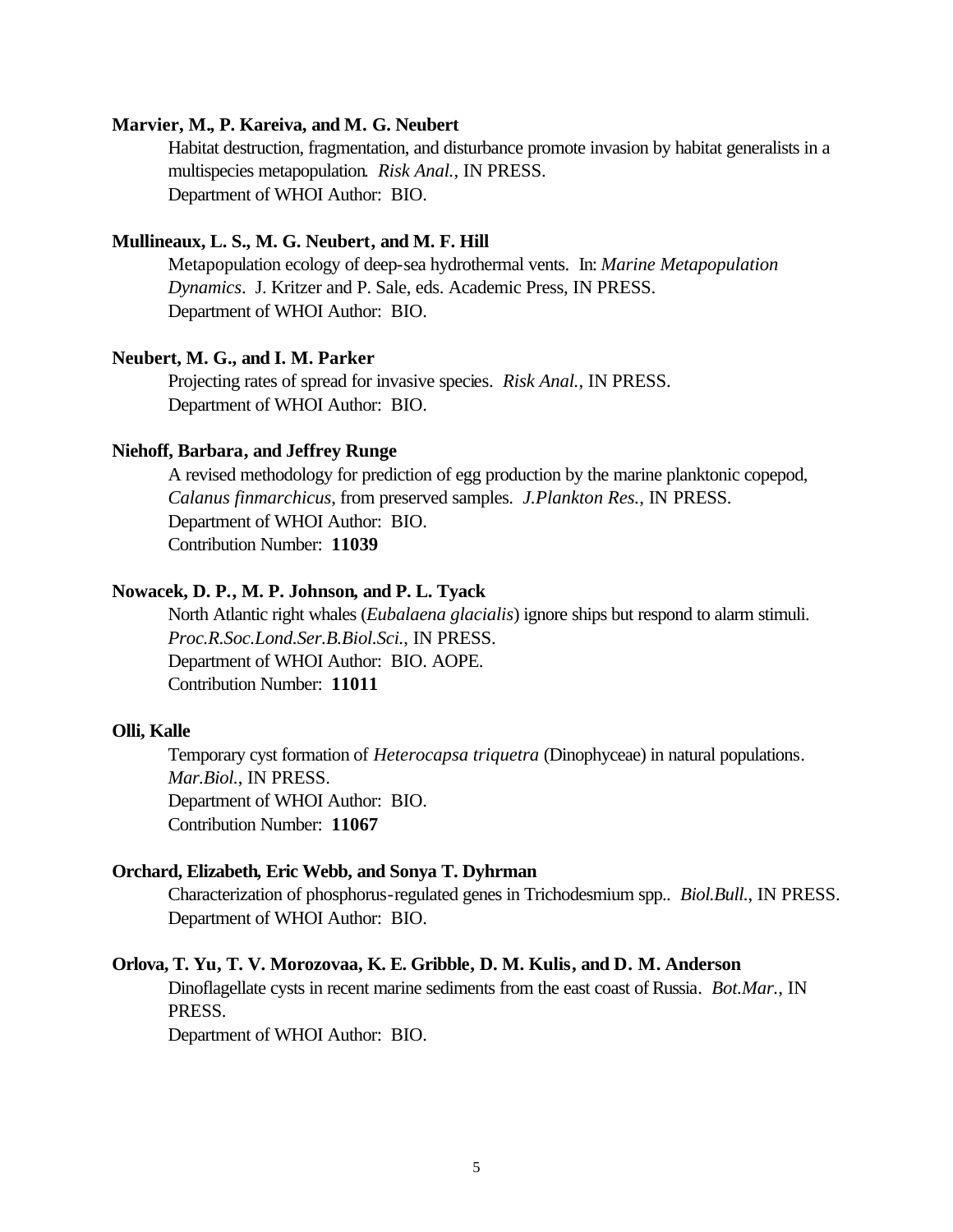**Marvier, M., P. Kareiva, and M. G. Neubert**

Habitat destruction, fragmentation, and disturbance promote invasion by habitat generalists in a multispecies metapopulation. *Risk Anal.*, IN PRESS.
Department of WHOI Author: BIO.

**Mullineaux, L. S., M. G. Neubert, and M. F. Hill**

Metapopulation ecology of deep-sea hydrothermal vents. In: *Marine Metapopulation Dynamics*. J. Kritzer and P. Sale, eds. Academic Press, IN PRESS.
Department of WHOI Author: BIO.

**Neubert, M. G., and I. M. Parker**

Projecting rates of spread for invasive species. *Risk Anal.*, IN PRESS.
Department of WHOI Author: BIO.

**Niehoff, Barbara, and Jeffrey Runge**

A revised methodology for prediction of egg production by the marine planktonic copepod, *Calanus finmarchicus*, from preserved samples. *J.Plankton Res.*, IN PRESS.
Department of WHOI Author: BIO.
Contribution Number: **11039**

**Nowacek, D. P., M. P. Johnson, and P. L. Tyack**

North Atlantic right whales (*Eubalaena glacialis*) ignore ships but respond to alarm stimuli. *Proc.R.Soc.Lond.Ser.B.Biol.Sci.*, IN PRESS.
Department of WHOI Author: BIO. AOPE.
Contribution Number: **11011**

**Olli, Kalle**

Temporary cyst formation of *Heterocapsa triquetra* (Dinophyceae) in natural populations. *Mar.Biol.*, IN PRESS.
Department of WHOI Author: BIO.
Contribution Number: **11067**

**Orchard, Elizabeth, Eric Webb, and Sonya T. Dyhrman**

Characterization of phosphorus-regulated genes in Trichodesmium spp.. *Biol.Bull.*, IN PRESS.
Department of WHOI Author: BIO.

**Orlova, T. Yu, T. V. Morozovaa, K. E. Gribble, D. M. Kulis, and D. M. Anderson**

Dinoflagellate cysts in recent marine sediments from the east coast of Russia. *Bot.Mar.*, IN PRESS.
Department of WHOI Author: BIO.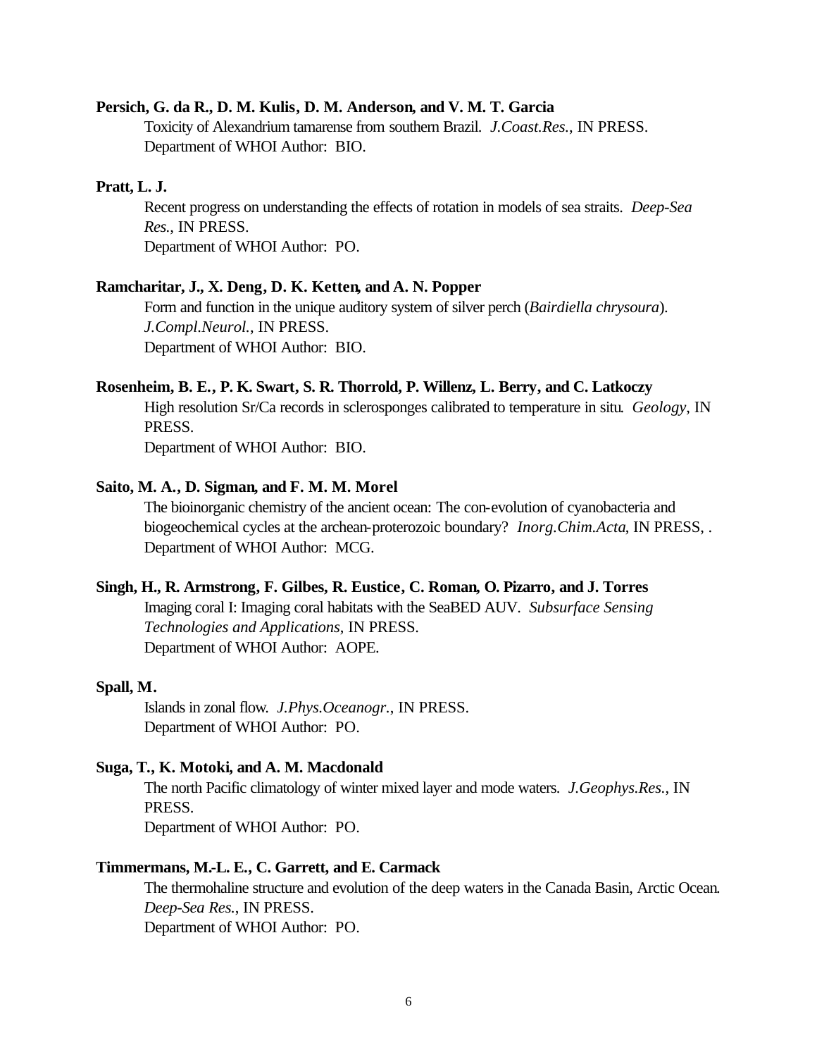**Persich, G. da R., D. M. Kulis, D. M. Anderson, and V. M. T. Garcia**

Toxicity of Alexandrium tamarense from southern Brazil. *J.Coast.Res.*, IN PRESS.
Department of WHOI Author: BIO.

**Pratt, L. J.**

Recent progress on understanding the effects of rotation in models of sea straits. *Deep-Sea Res.*, IN PRESS.
Department of WHOI Author: PO.

**Ramcharitar, J., X. Deng, D. K. Ketten, and A. N. Popper**

Form and function in the unique auditory system of silver perch (*Bairdiella chrysoura*). *J.Compl.Neurol.*, IN PRESS.
Department of WHOI Author: BIO.

**Rosenheim, B. E., P. K. Swart, S. R. Thorrold, P. Willenz, L. Berry, and C. Latkoczy**

High resolution Sr/Ca records in sclerosponges calibrated to temperature in situ. *Geology*, IN PRESS.
Department of WHOI Author: BIO.

**Saito, M. A., D. Sigman, and F. M. M. Morel**

The bioinorganic chemistry of the ancient ocean: The con-evolution of cyanobacteria and biogeochemical cycles at the archean-proterozoic boundary? *Inorg.Chim.Acta*, IN PRESS, .
Department of WHOI Author: MCG.

**Singh, H., R. Armstrong, F. Gilbes, R. Eustice, C. Roman, O. Pizarro, and J. Torres**

Imaging coral I: Imaging coral habitats with the SeaBED AUV. *Subsurface Sensing Technologies and Applications*, IN PRESS.
Department of WHOI Author: AOPE.

**Spall, M.**

Islands in zonal flow. *J.Phys.Oceanogr.*, IN PRESS.
Department of WHOI Author: PO.

**Suga, T., K. Motoki, and A. M. Macdonald**

The north Pacific climatology of winter mixed layer and mode waters. *J.Geophys.Res.*, IN PRESS.
Department of WHOI Author: PO.

**Timmermans, M.-L. E., C. Garrett, and E. Carmack**

The thermohaline structure and evolution of the deep waters in the Canada Basin, Arctic Ocean. *Deep-Sea Res.*, IN PRESS.
Department of WHOI Author: PO.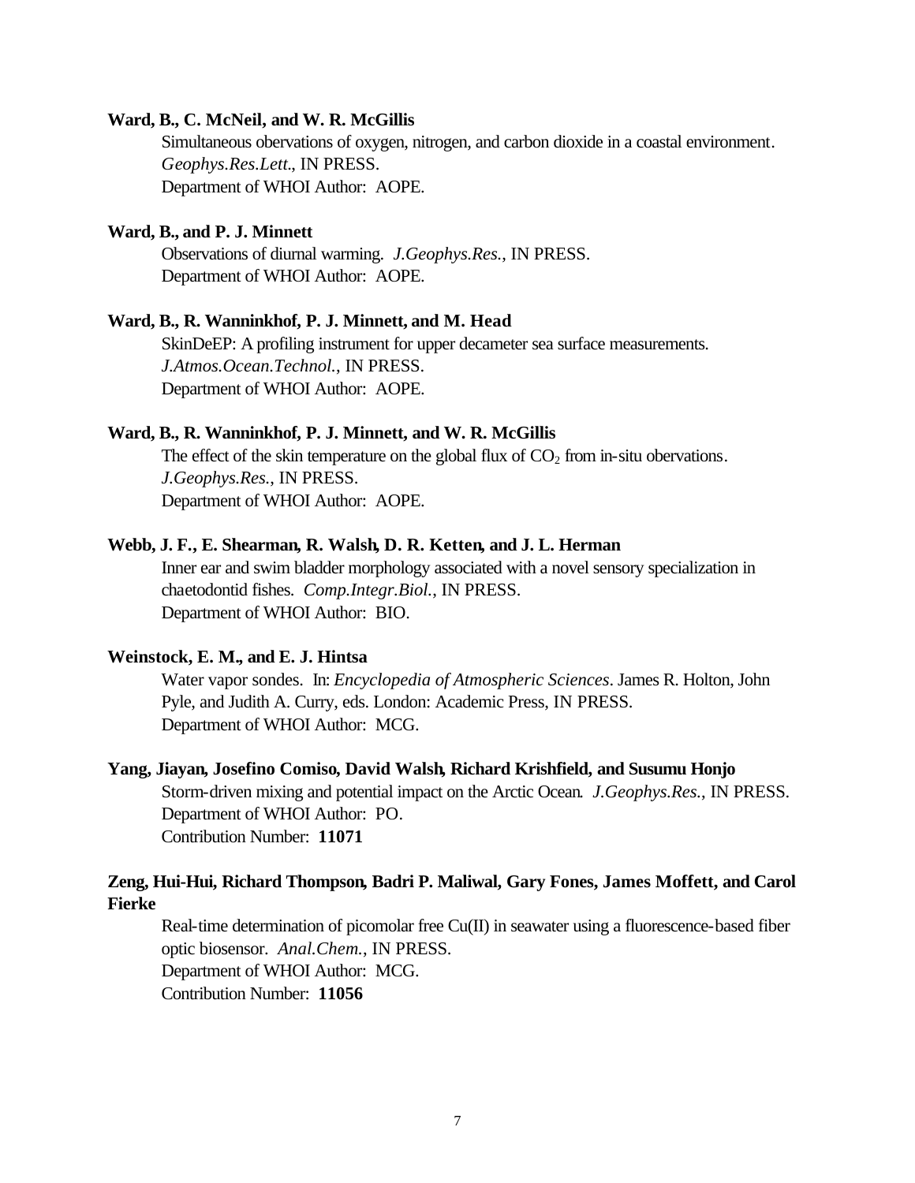**Ward, B., C. McNeil, and W. R. McGillis**

Simultaneous obervations of oxygen, nitrogen, and carbon dioxide in a coastal environment. *Geophys.Res.Lett.*, IN PRESS.
Department of WHOI Author: AOPE.

**Ward, B., and P. J. Minnett**

Observations of diurnal warming. *J.Geophys.Res.*, IN PRESS.
Department of WHOI Author: AOPE.

**Ward, B., R. Wanninkhof, P. J. Minnett, and M. Head**

SkinDeEP: A profiling instrument for upper decameter sea surface measurements. *J.Atmos.Ocean.Technol.*, IN PRESS.
Department of WHOI Author: AOPE.

**Ward, B., R. Wanninkhof, P. J. Minnett, and W. R. McGillis**

The effect of the skin temperature on the global flux of $CO_2$ from in-situ obervations. *J.Geophys.Res.*, IN PRESS.
Department of WHOI Author: AOPE.

**Webb, J. F., E. Shearman, R. Walsh, D. R. Ketten, and J. L. Herman**

Inner ear and swim bladder morphology associated with a novel sensory specialization in chaetodontid fishes. *Comp.Integr.Biol.*, IN PRESS.
Department of WHOI Author: BIO.

**Weinstock, E. M., and E. J. Hintsa**

Water vapor sondes. In: *Encyclopedia of Atmospheric Sciences*. James R. Holton, John Pyle, and Judith A. Curry, eds. London: Academic Press, IN PRESS.
Department of WHOI Author: MCG.

**Yang, Jiayan, Josefino Comiso, David Walsh, Richard Krishfield, and Susumu Honjo**

Storm-driven mixing and potential impact on the Arctic Ocean. *J.Geophys.Res.*, IN PRESS.
Department of WHOI Author: PO.
Contribution Number: **11071**

**Zeng, Hui-Hui, Richard Thompson, Badri P. Maliwal, Gary Fones, James Moffett, and Carol Fierke**

Real-time determination of picomolar free Cu(II) in seawater using a fluorescence-based fiber optic biosensor. *Anal.Chem.*, IN PRESS.
Department of WHOI Author: MCG.
Contribution Number: **11056**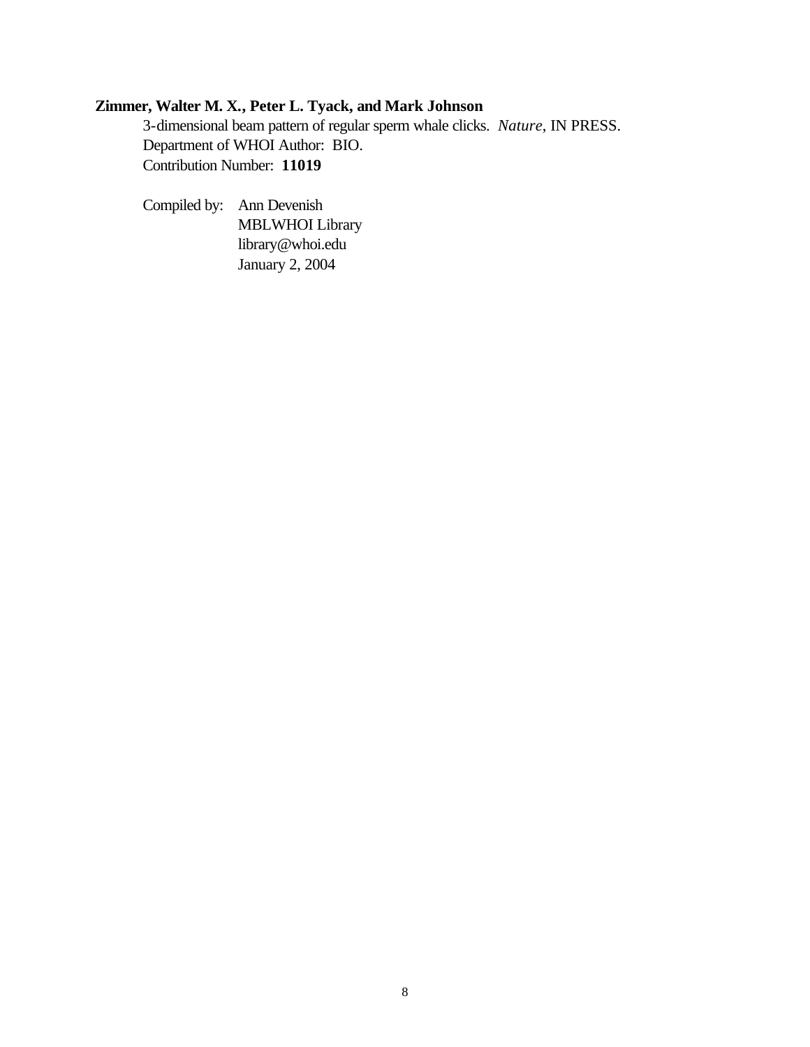**Zimmer, Walter M. X., Peter L. Tyack, and Mark Johnson**

3-dimensional beam pattern of regular sperm whale clicks. *Nature*, IN PRESS.
Department of WHOI Author: BIO.
Contribution Number: **11019**

Compiled by: Ann Devenish
MBLWHOI Library
library@whoi.edu
January 2, 2004